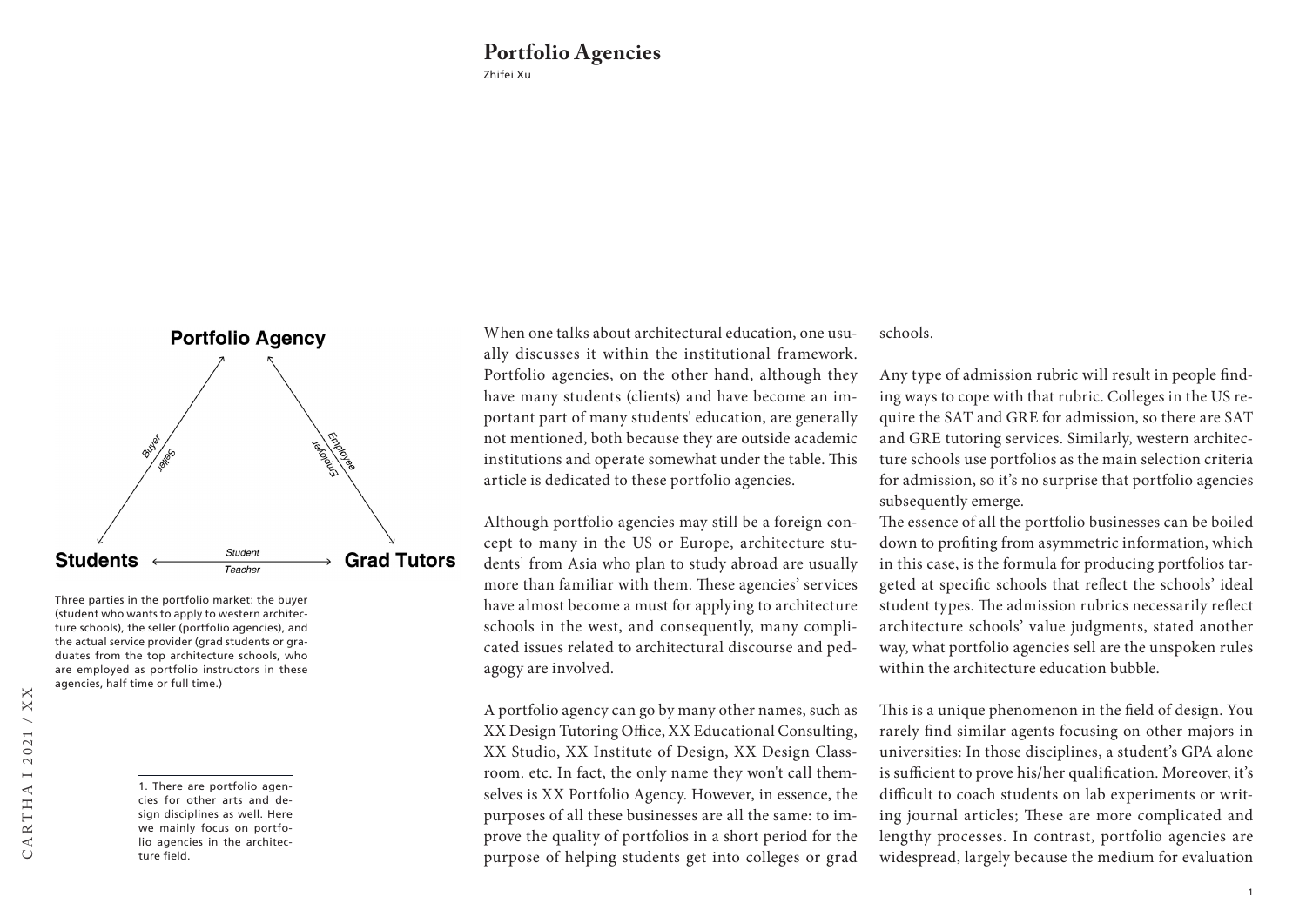# Portfolio Agencies

Zhifei Xu

Three parties in the portfolio market: the buyer (student who wants to apply to western architecture schools), the seller (portfolio agencies), and the actual service provider (grad students or graduates from the top architecture schools, who are employed as portfolio instructors in these agencies, half time or full time.)

When one talks about architectural education, one usually discusses it within the institutional framework. Portfolio agencies, on the other hand, although they have many students (clients) and have become an important part of many students' education, are generally not mentioned, both because they are outside academic institutions and operate somewhat under the table. This article is dedicated to these portfolio agencies.

Although portfolio agencies may still be a foreign concept to many in the US or Europe, architecture students[1] from Asia who plan to study abroad are usually more than familiar with them. These agencies' services have almost become a must for applying to architecture schools in the west, and consequently, many complicated issues related to architectural discourse and pedagogy are involved.

A portfolio agency can go by many other names, such as XX Design Tutoring Office, XX Educational Consulting, XX Studio, XX Institute of Design, XX Design Classroom. etc. In fact, the only name they won't call themselves is XX Portfolio Agency. However, in essence, the purposes of all these businesses are all the same: to improve the quality of portfolios in a short period for the purpose of helping students get into colleges or grad schools.

Any type of admission rubric will result in people finding ways to cope with that rubric. Colleges in the US require the SAT and GRE for admission, so there are SAT and GRE tutoring services. Similarly, western architecture schools use portfolios as the main selection criteria for admission, so it's no surprise that portfolio agencies subsequently emerge.

The essence of all the portfolio businesses can be boiled down to profiting from asymmetric information, which in this case, is the formula for producing portfolios targeted at specific schools that reflect the schools' ideal student types. The admission rubrics necessarily reflect architecture schools' value judgments, stated another way, what portfolio agencies sell are the unspoken rules within the architecture education bubble.

This is a unique phenomenon in the field of design. You rarely find similar agents focusing on other majors in universities: In those disciplines, a student's GPA alone is sufficient to prove his/her qualification. Moreover, it's difficult to coach students on lab experiments or writing journal articles; These are more complicated and lengthy processes. In contrast, portfolio agencies are widespread, largely because the medium for evaluation

1. There are portfolio agencies for other arts and design disciplines as well. Here we mainly focus on portfolio agencies in the architecture field.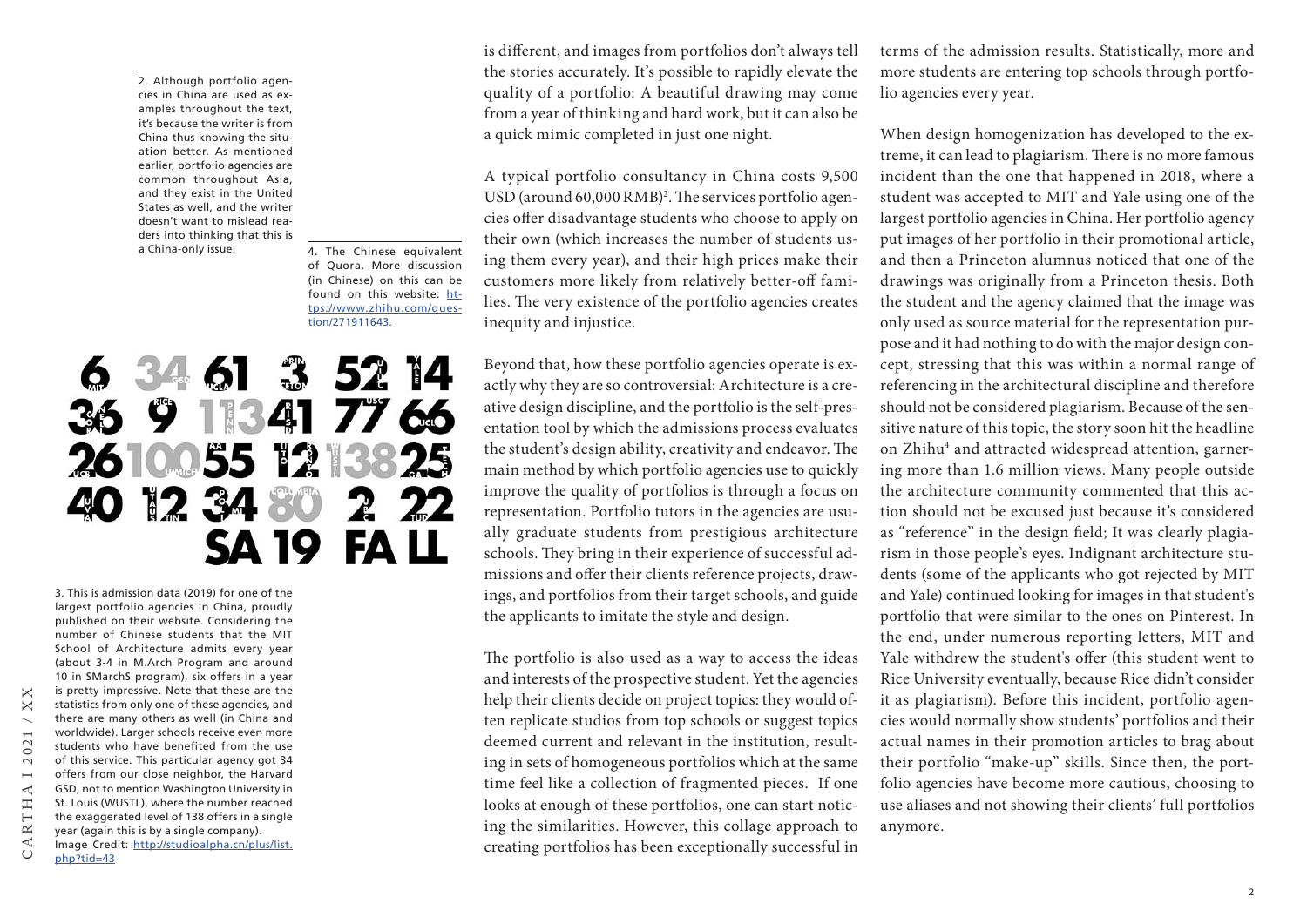2. Although portfolio agencies in China are used as examples throughout the text, it's because the writer is from China thus knowing the situation better. As mentioned earlier, portfolio agencies are common throughout Asia, and they exist in the United States as well, and the writer doesn't want to mislead readers into thinking that this is a China-only issue.

4. The Chinese equivalent of Quora. More discussion (in Chinese) on this can be found on this website: https://www.zhihu.com/question/271911643.

6 MIT 34 GSD 61 UCLA 3 PRINCETON 52 UPENN 14 YALE
36 CORNELL 9 RICE 113 PENN 41 RISD 77 USC 66 UCL
26 UCB 100 UMICH 55 AA 12 TORONTO 138 WUSTL 25 GA TECH
40 UVA 12 UTAUSTIN 34 SCI-ARC 80 COLUMBIA 2 UBC 22 TUD
SA 19 FALL

3. This is admission data (2019) for one of the largest portfolio agencies in China, proudly published on their website. Considering the number of Chinese students that the MIT School of Architecture admits every year (about 3-4 in M.Arch Program and around 10 in SMarchS program), six offers in a year is pretty impressive. Note that these are the statistics from only one of these agencies, and there are many others as well (in China and worldwide). Larger schools receive even more students who have benefited from the use of this service. This particular agency got 34 offers from our close neighbor, the Harvard GSD, not to mention Washington University in St. Louis (WUSTL), where the number reached the exaggerated level of 138 offers in a single year (again this is by a single company).
Image Credit: http://studioalpha.cn/plus/list.php?tid=43

is different, and images from portfolios don't always tell the stories accurately. It's possible to rapidly elevate the quality of a portfolio: A beautiful drawing may come from a year of thinking and hard work, but it can also be a quick mimic completed in just one night.

A typical portfolio consultancy in China costs 9,500 USD (around 60,000 RMB)[2]. The services portfolio agencies offer disadvantage students who choose to apply on their own (which increases the number of students using them every year), and their high prices make their customers more likely from relatively better-off families. The very existence of the portfolio agencies creates inequity and injustice.

Beyond that, how these portfolio agencies operate is exactly why they are so controversial: Architecture is a creative design discipline, and the portfolio is the self-presentation tool by which the admissions process evaluates the student's design ability, creativity and endeavor. The main method by which portfolio agencies use to quickly improve the quality of portfolios is through a focus on representation. Portfolio tutors in the agencies are usually graduate students from prestigious architecture schools. They bring in their experience of successful admissions and offer their clients reference projects, drawings, and portfolios from their target schools, and guide the applicants to imitate the style and design.

The portfolio is also used as a way to access the ideas and interests of the prospective student. Yet the agencies help their clients decide on project topics: they would often replicate studios from top schools or suggest topics deemed current and relevant in the institution, resulting in sets of homogeneous portfolios which at the same time feel like a collection of fragmented pieces. If one looks at enough of these portfolios, one can start noticing the similarities. However, this collage approach to creating portfolios has been exceptionally successful in terms of the admission results. Statistically, more and more students are entering top schools through portfolio agencies every year.

When design homogenization has developed to the extreme, it can lead to plagiarism. There is no more famous incident than the one that happened in 2018, where a student was accepted to MIT and Yale using one of the largest portfolio agencies in China. Her portfolio agency put images of her portfolio in their promotional article, and then a Princeton alumnus noticed that one of the drawings was originally from a Princeton thesis. Both the student and the agency claimed that the image was only used as source material for the representation purpose and it had nothing to do with the major design concept, stressing that this was within a normal range of referencing in the architectural discipline and therefore should not be considered plagiarism. Because of the sensitive nature of this topic, the story soon hit the headline on Zhihu[4] and attracted widespread attention, garnering more than 1.6 million views. Many people outside the architecture community commented that this action should not be excused just because it's considered as "reference" in the design field; It was clearly plagiarism in those people's eyes. Indignant architecture students (some of the applicants who got rejected by MIT and Yale) continued looking for images in that student's portfolio that were similar to the ones on Pinterest. In the end, under numerous reporting letters, MIT and Yale withdrew the student's offer (this student went to Rice University eventually, because Rice didn't consider it as plagiarism). Before this incident, portfolio agencies would normally show students' portfolios and their actual names in their promotion articles to brag about their portfolio "make-up" skills. Since then, the portfolio agencies have become more cautious, choosing to use aliases and not showing their clients' full portfolios anymore.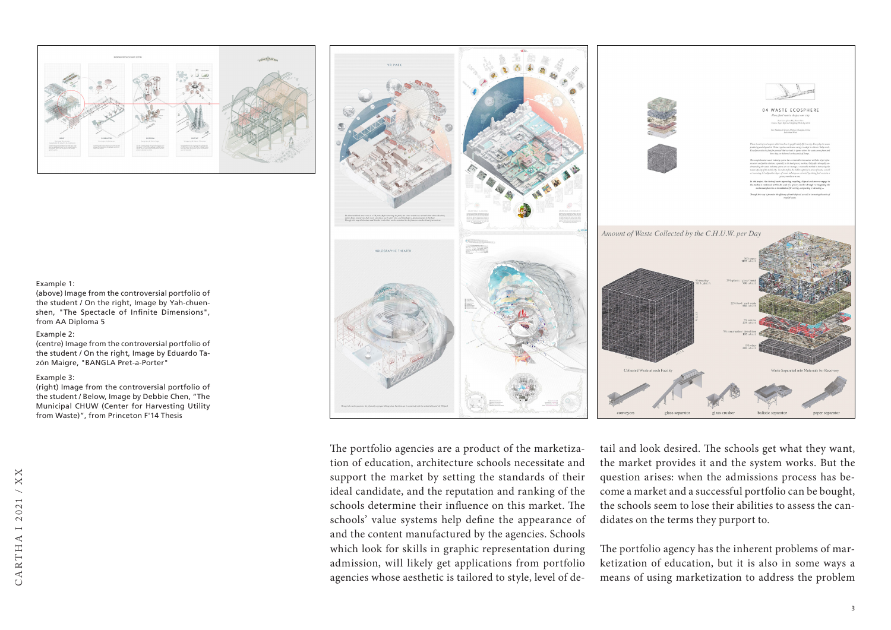Example 1:
(above) Image from the controversial portfolio of the student / On the right, Image by Yah-chuen-shen, "The Spectacle of Infinite Dimensions", from AA Diploma 5

Example 2:
(centre) Image from the controversial portfolio of the student / On the right, Image by Eduardo Tazón Maigre, "BANGLA Pret-a-Porter"

Example 3:
(right) Image from the controversial portfolio of the student / Below, Image by Debbie Chen, "The Municipal CHUW (Center for Harvesting Utility from Waste)", from Princeton F'14 Thesis

The portfolio agencies are a product of the marketization of education, architecture schools necessitate and support the market by setting the standards of their ideal candidate, and the reputation and ranking of the schools determine their influence on this market. The schools' value systems help define the appearance of and the content manufactured by the agencies. Schools which look for skills in graphic representation during admission, will likely get applications from portfolio agencies whose aesthetic is tailored to style, level of detail and look desired. The schools get what they want, the market provides it and the system works. But the question arises: when the admissions process has become a market and a successful portfolio can be bought, the schools seem to lose their abilities to assess the candidates on the terms they purport to.

The portfolio agency has the inherent problems of marketization of education, but it is also in some ways a means of using marketization to address the problem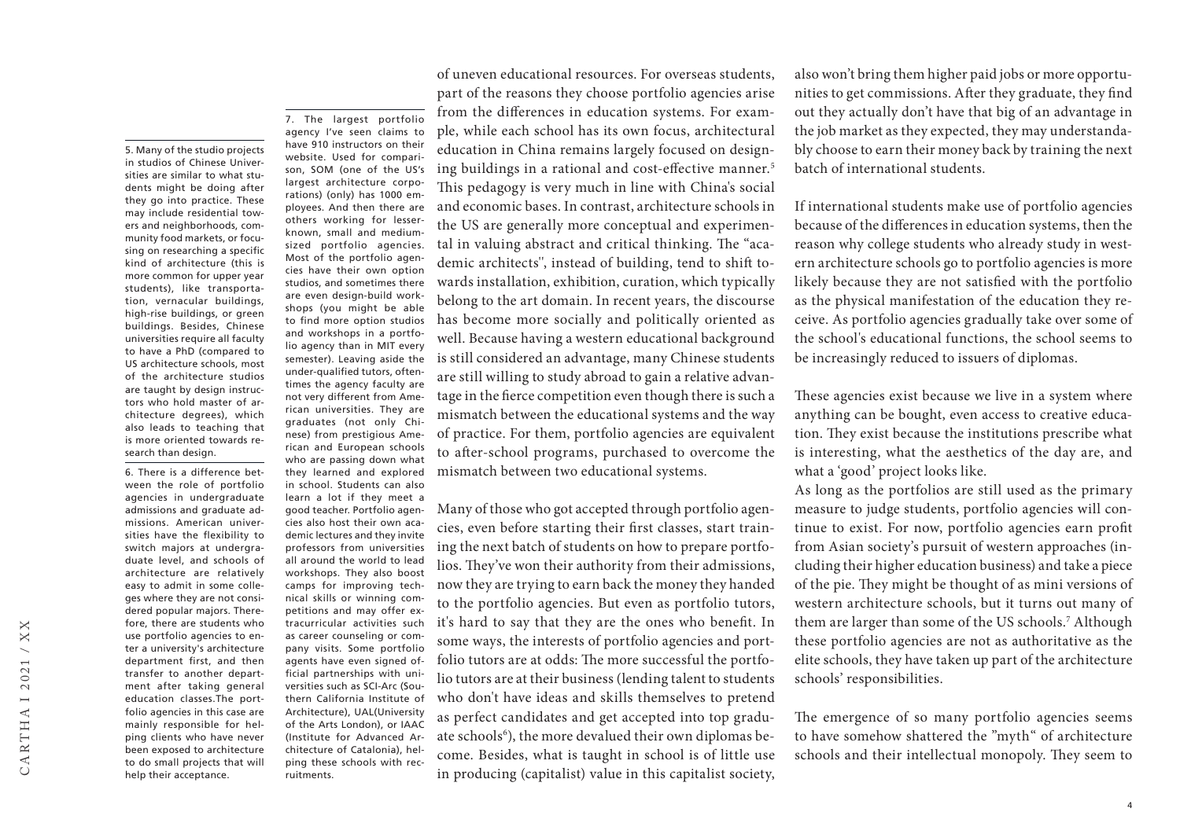of uneven educational resources. For overseas students, part of the reasons they choose portfolio agencies arise from the differences in education systems. For example, while each school has its own focus, architectural education in China remains largely focused on designing buildings in a rational and cost-effective manner.[5] This pedagogy is very much in line with China's social and economic bases. In contrast, architecture schools in the US are generally more conceptual and experimental in valuing abstract and critical thinking. The "academic architects", instead of building, tend to shift towards installation, exhibition, curation, which typically belong to the art domain. In recent years, the discourse has become more socially and politically oriented as well. Because having a western educational background is still considered an advantage, many Chinese students are still willing to study abroad to gain a relative advantage in the fierce competition even though there is such a mismatch between the educational systems and the way of practice. For them, portfolio agencies are equivalent to after-school programs, purchased to overcome the mismatch between two educational systems.

Many of those who got accepted through portfolio agencies, even before starting their first classes, start training the next batch of students on how to prepare portfolios. They've won their authority from their admissions, now they are trying to earn back the money they handed to the portfolio agencies. But even as portfolio tutors, it's hard to say that they are the ones who benefit. In some ways, the interests of portfolio agencies and portfolio tutors are at odds: The more successful the portfolio tutors are at their business (lending talent to students who don't have ideas and skills themselves to pretend as perfect candidates and get accepted into top graduate schools[6]), the more devalued their own diplomas become. Besides, what is taught in school is of little use in producing (capitalist) value in this capitalist society, also won't bring them higher paid jobs or more opportunities to get commissions. After they graduate, they find out they actually don't have that big of an advantage in the job market as they expected, they may understandably choose to earn their money back by training the next batch of international students.

If international students make use of portfolio agencies because of the differences in education systems, then the reason why college students who already study in western architecture schools go to portfolio agencies is more likely because they are not satisfied with the portfolio as the physical manifestation of the education they receive. As portfolio agencies gradually take over some of the school's educational functions, the school seems to be increasingly reduced to issuers of diplomas.

These agencies exist because we live in a system where anything can be bought, even access to creative education. They exist because the institutions prescribe what is interesting, what the aesthetics of the day are, and what a 'good' project looks like.

As long as the portfolios are still used as the primary measure to judge students, portfolio agencies will continue to exist. For now, portfolio agencies earn profit from Asian society's pursuit of western approaches (including their higher education business) and take a piece of the pie. They might be thought of as mini versions of western architecture schools, but it turns out many of them are larger than some of the US schools.[7] Although these portfolio agencies are not as authoritative as the elite schools, they have taken up part of the architecture schools' responsibilities.

The emergence of so many portfolio agencies seems to have somehow shattered the "myth" of architecture schools and their intellectual monopoly. They seem to

---

5. Many of the studio projects in studios of Chinese Universities are similar to what students might be doing after they go into practice. These may include residential towers and neighborhoods, community food markets, or focusing on researching a specific kind of architecture (this is more common for upper year students), like transportation, vernacular buildings, high-rise buildings, or green buildings. Besides, Chinese universities require all faculty to have a PhD (compared to US architecture schools, most of the architecture studios are taught by design instructors who hold master of architecture degrees), which also leads to teaching that is more oriented towards research than design.

6. There is a difference between the role of portfolio agencies in undergraduate admissions and graduate admissions. American universities have the flexibility to switch majors at undergraduate level, and schools of architecture are relatively easy to admit in some colleges where they are not considered popular majors. Therefore, there are students who use portfolio agencies to enter a university's architecture department first, and then transfer to another department after taking general education classes.The portfolio agencies in this case are mainly responsible for helping clients who have never been exposed to architecture to do small projects that will help their acceptance.

7. The largest portfolio agency I've seen claims to have 910 instructors on their website. Used for comparison, SOM (one of the US's largest architecture corporations) (only) has 1000 employees. And then there are others working for lesser-known, small and medium-sized portfolio agencies. Most of the portfolio agencies have their own option studios, and sometimes there are even design-build workshops (you might be able to find more option studios and workshops in a portfolio agency than in MIT every semester). Leaving aside the under-qualified tutors, oftentimes the agency faculty are not very different from American universities. They are graduates (not only Chinese) from prestigious American and European schools who are passing down what they learned and explored in school. Students can also learn a lot if they meet a good teacher. Portfolio agencies also host their own academic lectures and they invite professors from universities all around the world to lead workshops. They also boost camps for improving technical skills or winning competitions and may offer extracurricular activities such as career counseling or company visits. Some portfolio agents have even signed official partnerships with universities such as SCI-Arc (Southern California Institute of Architecture), UAL(University of the Arts London), or IAAC (Institute for Advanced Architecture of Catalonia), helping these schools with recruitments.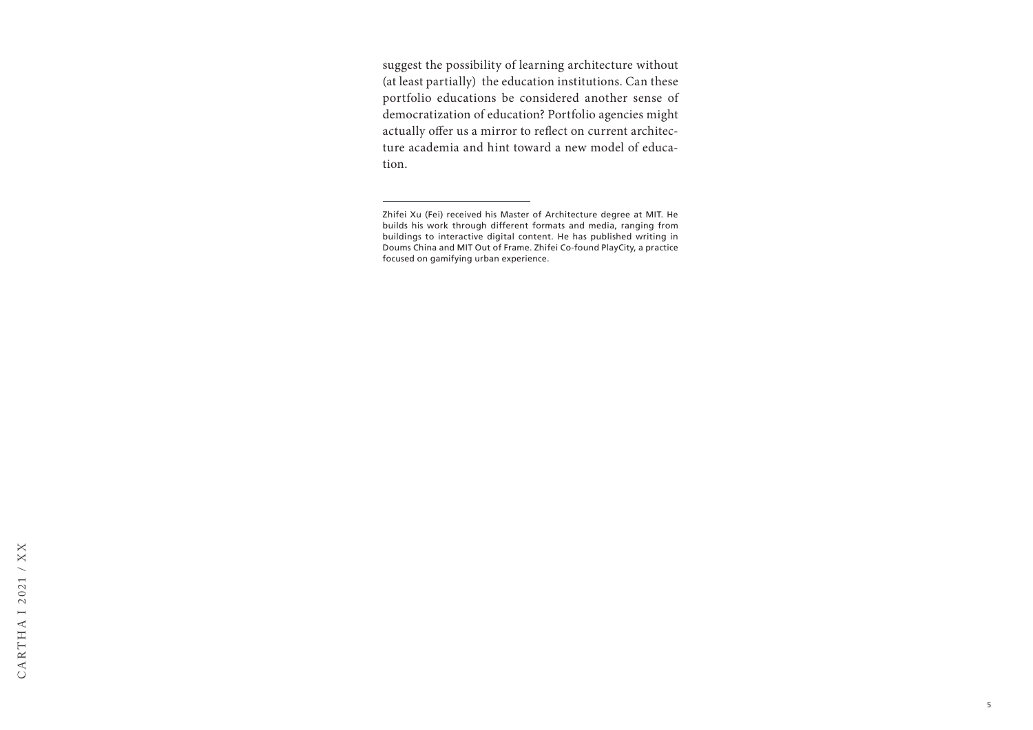suggest the possibility of learning architecture without (at least partially) the education institutions. Can these portfolio educations be considered another sense of democratization of education? Portfolio agencies might actually offer us a mirror to reflect on current architecture academia and hint toward a new model of education.

---

Zhifei Xu (Fei) received his Master of Architecture degree at MIT. He builds his work through different formats and media, ranging from buildings to interactive digital content. He has published writing in Doums China and MIT Out of Frame. Zhifei Co-found PlayCity, a practice focused on gamifying urban experience.